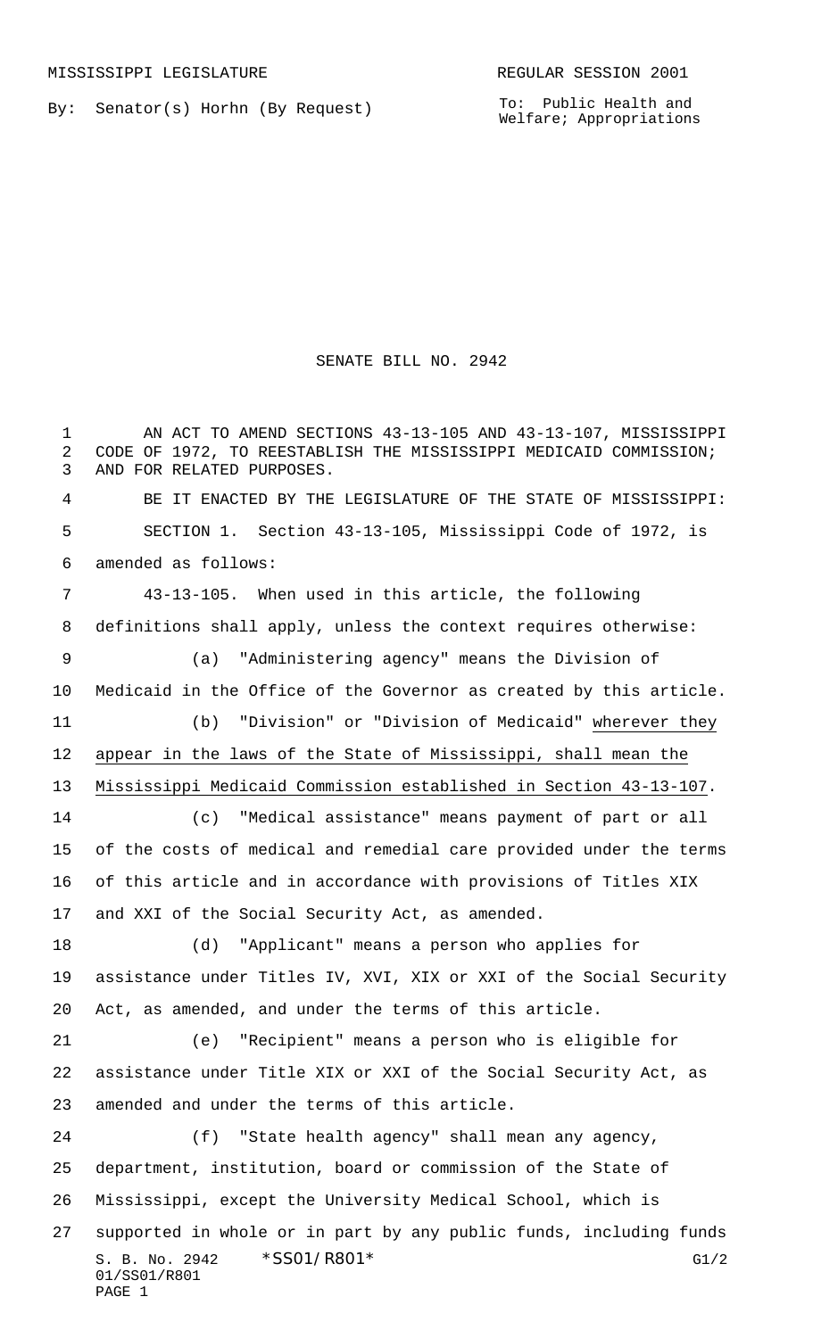MISSISSIPPI LEGISLATURE REGULAR SESSION 2001

By: Senator(s) Horhn (By Request)

To: Public Health and Welfare; Appropriations

# SENATE BILL NO. 2942

AN ACT TO AMEND SECTIONS 43-13-105 AND 43-13-107, MISSISSIPPI CODE OF 1972, TO REESTABLISH THE MISSISSIPPI MEDICAID COMMISSION; AND FOR RELATED PURPOSES.

BE IT ENACTED BY THE LEGISLATURE OF THE STATE OF MISSISSIPPI:

SECTION 1. Section 43-13-105, Mississippi Code of 1972, is amended as follows:

43-13-105. When used in this article, the following definitions shall apply, unless the context requires otherwise:

(a) "Administering agency" means the Division of Medicaid in the Office of the Governor as created by this article.

(b) "Division" or "Division of Medicaid" wherever they appear in the laws of the State of Mississippi, shall mean the Mississippi Medicaid Commission established in Section 43-13-107.

(c) "Medical assistance" means payment of part or all of the costs of medical and remedial care provided under the terms of this article and in accordance with provisions of Titles XIX and XXI of the Social Security Act, as amended.

(d) "Applicant" means a person who applies for assistance under Titles IV, XVI, XIX or XXI of the Social Security Act, as amended, and under the terms of this article.

(e) "Recipient" means a person who is eligible for assistance under Title XIX or XXI of the Social Security Act, as amended and under the terms of this article.

(f) "State health agency" shall mean any agency, department, institution, board or commission of the State of Mississippi, except the University Medical School, which is supported in whole or in part by any public funds, including funds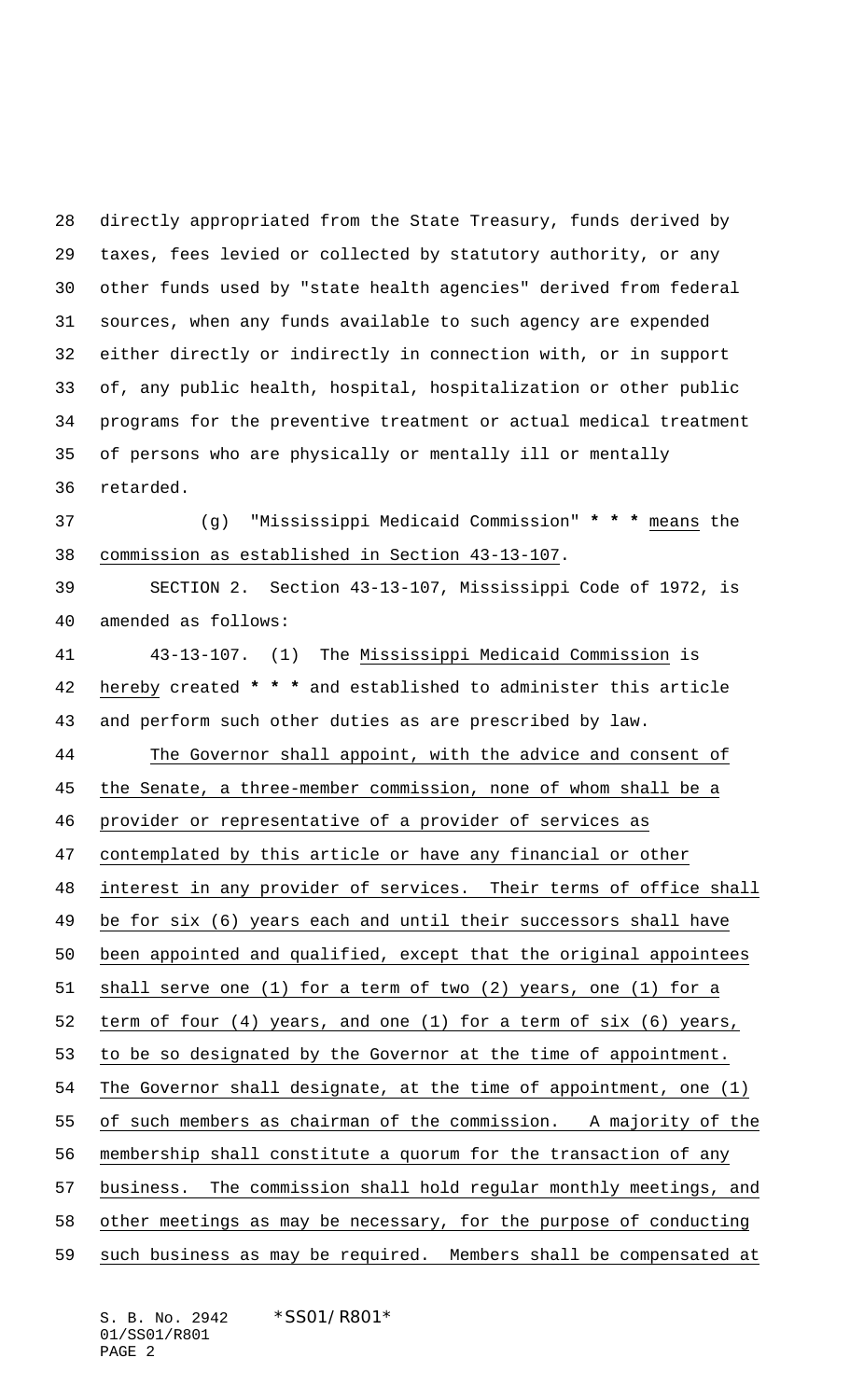directly appropriated from the State Treasury, funds derived by taxes, fees levied or collected by statutory authority, or any other funds used by "state health agencies" derived from federal sources, when any funds available to such agency are expended either directly or indirectly in connection with, or in support of, any public health, hospital, hospitalization or other public programs for the preventive treatment or actual medical treatment of persons who are physically or mentally ill or mentally retarded.

(g) "Mississippi Medicaid Commission" * * * means the commission as established in Section 43-13-107.

SECTION 2. Section 43-13-107, Mississippi Code of 1972, is amended as follows:

43-13-107. (1) The Mississippi Medicaid Commission is hereby created * * * and established to administer this article and perform such other duties as are prescribed by law.

The Governor shall appoint, with the advice and consent of the Senate, a three-member commission, none of whom shall be a provider or representative of a provider of services as contemplated by this article or have any financial or other interest in any provider of services. Their terms of office shall be for six (6) years each and until their successors shall have been appointed and qualified, except that the original appointees shall serve one (1) for a term of two (2) years, one (1) for a term of four (4) years, and one (1) for a term of six (6) years, to be so designated by the Governor at the time of appointment. The Governor shall designate, at the time of appointment, one (1) of such members as chairman of the commission. A majority of the membership shall constitute a quorum for the transaction of any business. The commission shall hold regular monthly meetings, and other meetings as may be necessary, for the purpose of conducting such business as may be required. Members shall be compensated at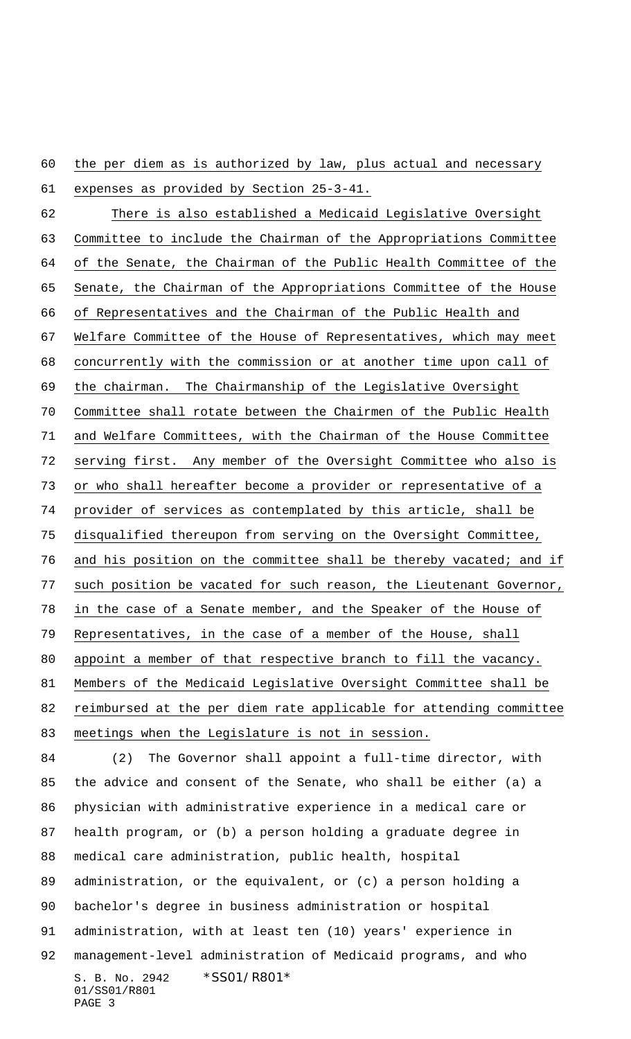the per diem as is authorized by law, plus actual and necessary expenses as provided by Section 25-3-41.

There is also established a Medicaid Legislative Oversight Committee to include the Chairman of the Appropriations Committee of the Senate, the Chairman of the Public Health Committee of the Senate, the Chairman of the Appropriations Committee of the House of Representatives and the Chairman of the Public Health and Welfare Committee of the House of Representatives, which may meet concurrently with the commission or at another time upon call of the chairman. The Chairmanship of the Legislative Oversight Committee shall rotate between the Chairmen of the Public Health and Welfare Committees, with the Chairman of the House Committee serving first. Any member of the Oversight Committee who also is or who shall hereafter become a provider or representative of a provider of services as contemplated by this article, shall be disqualified thereupon from serving on the Oversight Committee, and his position on the committee shall be thereby vacated; and if such position be vacated for such reason, the Lieutenant Governor, in the case of a Senate member, and the Speaker of the House of Representatives, in the case of a member of the House, shall appoint a member of that respective branch to fill the vacancy. Members of the Medicaid Legislative Oversight Committee shall be reimbursed at the per diem rate applicable for attending committee meetings when the Legislature is not in session.

(2) The Governor shall appoint a full-time director, with the advice and consent of the Senate, who shall be either (a) a physician with administrative experience in a medical care or health program, or (b) a person holding a graduate degree in medical care administration, public health, hospital administration, or the equivalent, or (c) a person holding a bachelor's degree in business administration or hospital administration, with at least ten (10) years' experience in management-level administration of Medicaid programs, and who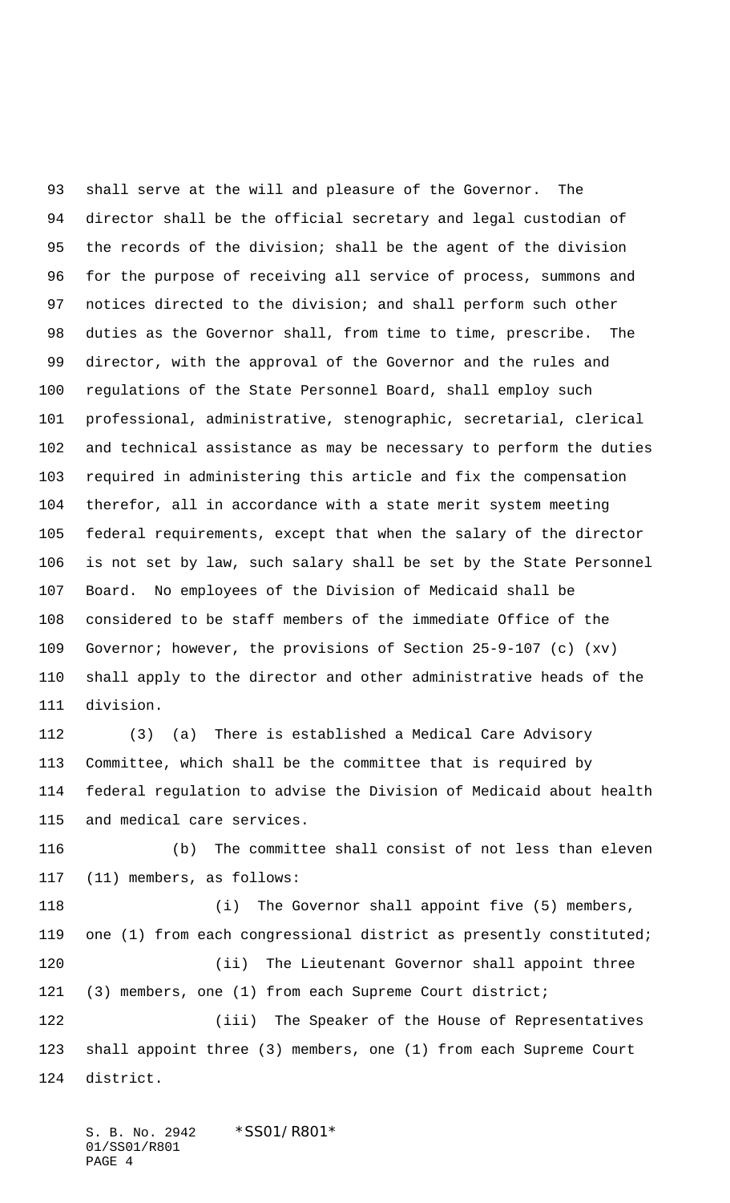shall serve at the will and pleasure of the Governor. The director shall be the official secretary and legal custodian of the records of the division; shall be the agent of the division for the purpose of receiving all service of process, summons and notices directed to the division; and shall perform such other duties as the Governor shall, from time to time, prescribe. The director, with the approval of the Governor and the rules and regulations of the State Personnel Board, shall employ such professional, administrative, stenographic, secretarial, clerical and technical assistance as may be necessary to perform the duties required in administering this article and fix the compensation therefor, all in accordance with a state merit system meeting federal requirements, except that when the salary of the director is not set by law, such salary shall be set by the State Personnel Board. No employees of the Division of Medicaid shall be considered to be staff members of the immediate Office of the Governor; however, the provisions of Section 25-9-107 (c) (xv) shall apply to the director and other administrative heads of the division.

(3) (a) There is established a Medical Care Advisory Committee, which shall be the committee that is required by federal regulation to advise the Division of Medicaid about health and medical care services.

(b) The committee shall consist of not less than eleven (11) members, as follows:

(i) The Governor shall appoint five (5) members, one (1) from each congressional district as presently constituted;

(ii) The Lieutenant Governor shall appoint three (3) members, one (1) from each Supreme Court district;

(iii) The Speaker of the House of Representatives shall appoint three (3) members, one (1) from each Supreme Court district.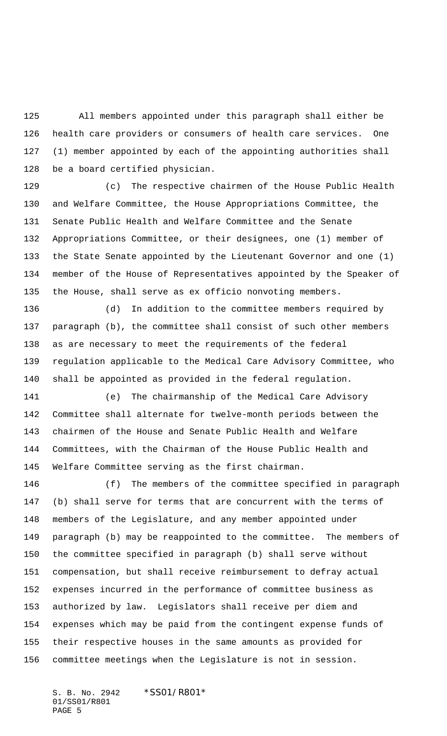All members appointed under this paragraph shall either be health care providers or consumers of health care services. One (1) member appointed by each of the appointing authorities shall be a board certified physician.

(c) The respective chairmen of the House Public Health and Welfare Committee, the House Appropriations Committee, the Senate Public Health and Welfare Committee and the Senate Appropriations Committee, or their designees, one (1) member of the State Senate appointed by the Lieutenant Governor and one (1) member of the House of Representatives appointed by the Speaker of the House, shall serve as ex officio nonvoting members.

(d) In addition to the committee members required by paragraph (b), the committee shall consist of such other members as are necessary to meet the requirements of the federal regulation applicable to the Medical Care Advisory Committee, who shall be appointed as provided in the federal regulation.

(e) The chairmanship of the Medical Care Advisory Committee shall alternate for twelve-month periods between the chairmen of the House and Senate Public Health and Welfare Committees, with the Chairman of the House Public Health and Welfare Committee serving as the first chairman.

(f) The members of the committee specified in paragraph (b) shall serve for terms that are concurrent with the terms of members of the Legislature, and any member appointed under paragraph (b) may be reappointed to the committee. The members of the committee specified in paragraph (b) shall serve without compensation, but shall receive reimbursement to defray actual expenses incurred in the performance of committee business as authorized by law. Legislators shall receive per diem and expenses which may be paid from the contingent expense funds of their respective houses in the same amounts as provided for committee meetings when the Legislature is not in session.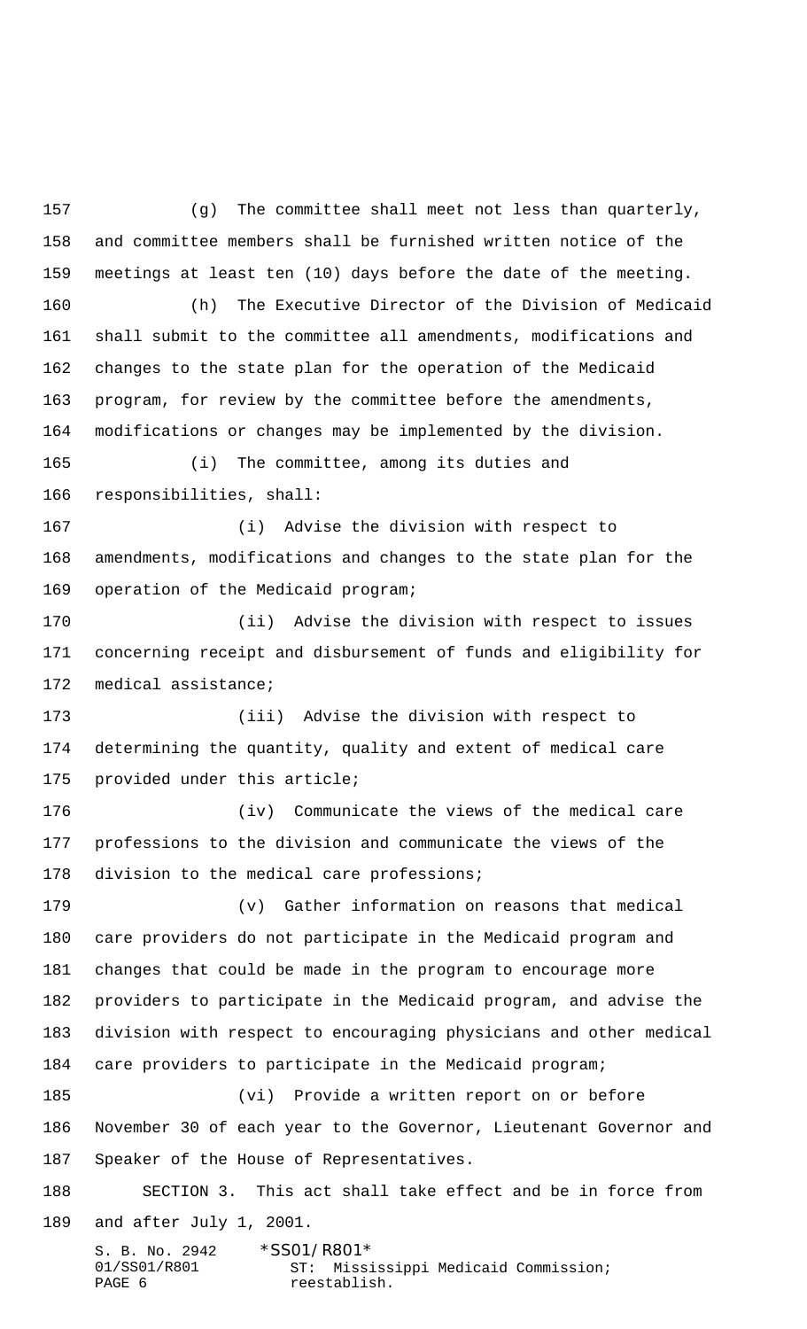(g) The committee shall meet not less than quarterly, and committee members shall be furnished written notice of the meetings at least ten (10) days before the date of the meeting.

(h) The Executive Director of the Division of Medicaid shall submit to the committee all amendments, modifications and changes to the state plan for the operation of the Medicaid program, for review by the committee before the amendments, modifications or changes may be implemented by the division.

(i) The committee, among its duties and responsibilities, shall:

(i) Advise the division with respect to amendments, modifications and changes to the state plan for the operation of the Medicaid program;

(ii) Advise the division with respect to issues concerning receipt and disbursement of funds and eligibility for medical assistance;

(iii) Advise the division with respect to determining the quantity, quality and extent of medical care provided under this article;

(iv) Communicate the views of the medical care professions to the division and communicate the views of the division to the medical care professions;

(v) Gather information on reasons that medical care providers do not participate in the Medicaid program and changes that could be made in the program to encourage more providers to participate in the Medicaid program, and advise the division with respect to encouraging physicians and other medical care providers to participate in the Medicaid program;

(vi) Provide a written report on or before November 30 of each year to the Governor, Lieutenant Governor and Speaker of the House of Representatives.

SECTION 3. This act shall take effect and be in force from and after July 1, 2001.